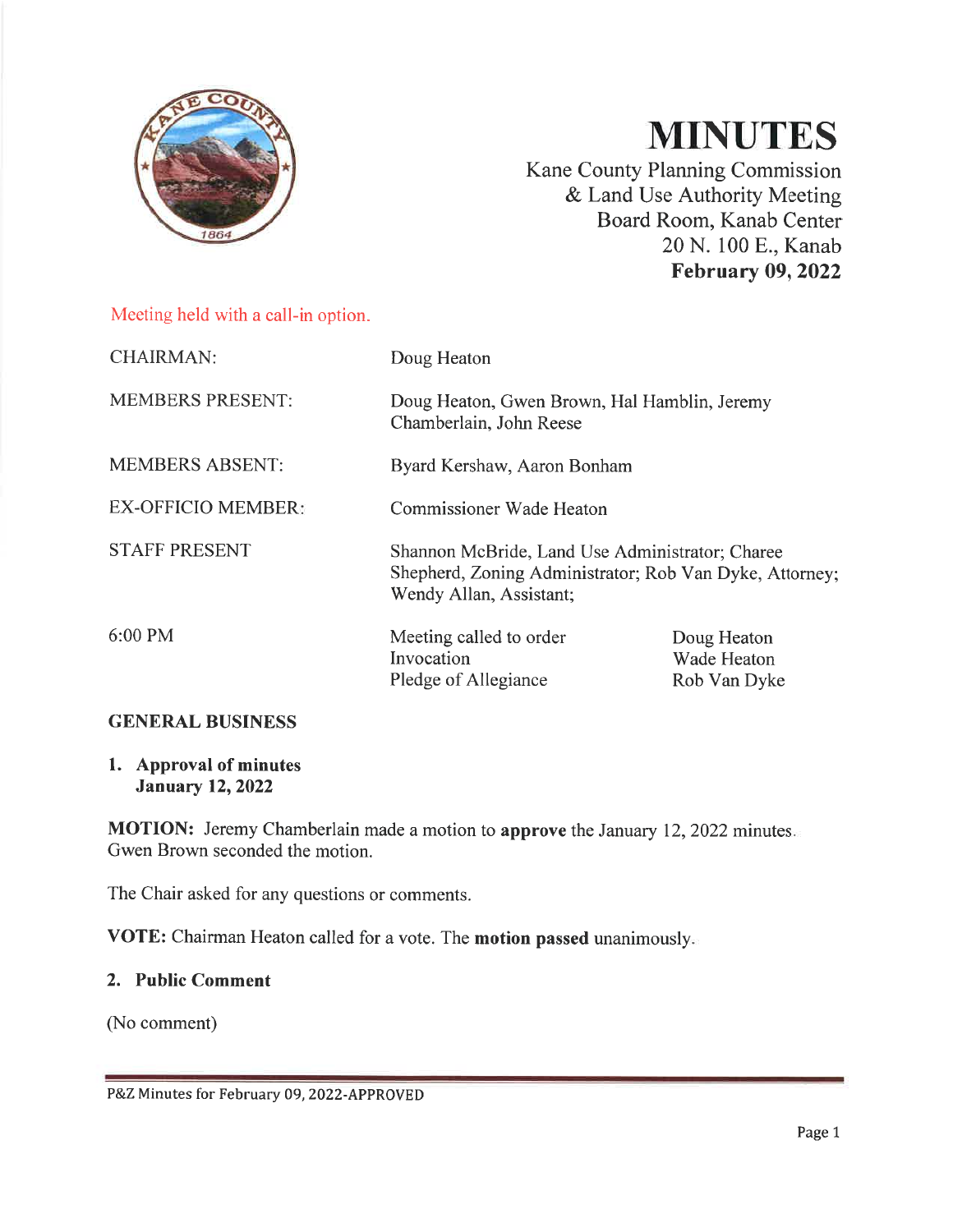# MINUTES

Kane County Planning Commission
& Land Use Authority Meeting
Board Room, Kanab Center
20 N. 100 E., Kanab
**February 09, 2022**

Meeting held with a call-in option.

| | | |
|---|---|---|
| CHAIRMAN: | Doug Heaton | |
| MEMBERS PRESENT: | Doug Heaton, Gwen Brown, Hal Hamblin, Jeremy Chamberlain, John Reese | |
| MEMBERS ABSENT: | Byard Kershaw, Aaron Bonham | |
| EX-OFFICIO MEMBER: | Commissioner Wade Heaton | |
| STAFF PRESENT | Shannon McBride, Land Use Administrator; Charee Shepherd, Zoning Administrator; Rob Van Dyke, Attorney; Wendy Allan, Assistant; | |
| 6:00 PM | Meeting called to order | Doug Heaton |
| | Invocation | Wade Heaton |
| | Pledge of Allegiance | Rob Van Dyke |

## GENERAL BUSINESS

**1. Approval of minutes**
**January 12, 2022**

**MOTION:** Jeremy Chamberlain made a motion to **approve** the January 12, 2022 minutes. Gwen Brown seconded the motion.

The Chair asked for any questions or comments.

**VOTE:** Chairman Heaton called for a vote. The **motion passed** unanimously.

**2. Public Comment**

(No comment)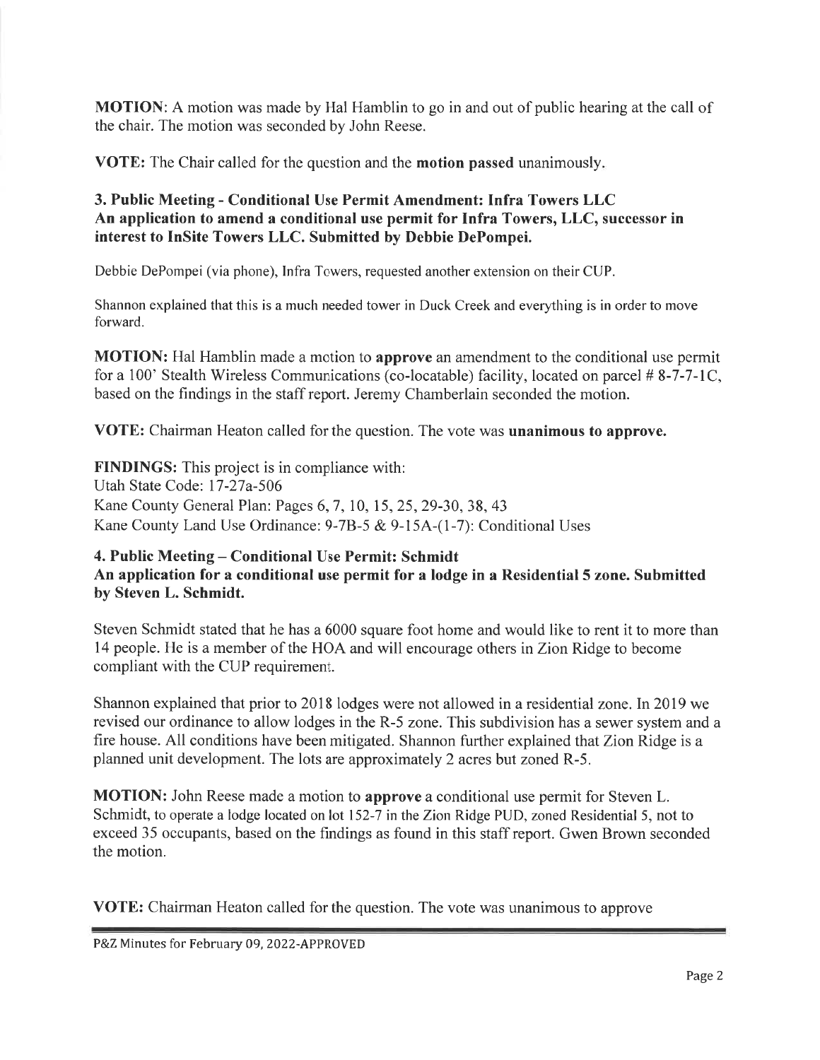**MOTION**: A motion was made by Hal Hamblin to go in and out of public hearing at the call of the chair. The motion was seconded by John Reese.

**VOTE:** The Chair called for the question and the **motion passed** unanimously.

### 3. Public Meeting - Conditional Use Permit Amendment: Infra Towers LLC
### An application to amend a conditional use permit for Infra Towers, LLC, successor in interest to InSite Towers LLC. Submitted by Debbie DePompei.

Debbie DePompei (via phone), Infra Towers, requested another extension on their CUP.

Shannon explained that this is a much needed tower in Duck Creek and everything is in order to move forward.

**MOTION:** Hal Hamblin made a motion to **approve** an amendment to the conditional use permit for a 100' Stealth Wireless Communications (co-locatable) facility, located on parcel # 8-7-7-1C, based on the findings in the staff report. Jeremy Chamberlain seconded the motion.

**VOTE:** Chairman Heaton called for the question. The vote was **unanimous to approve.**

**FINDINGS:** This project is in compliance with:
Utah State Code: 17-27a-506
Kane County General Plan: Pages 6, 7, 10, 15, 25, 29-30, 38, 43
Kane County Land Use Ordinance: 9-7B-5 & 9-15A-(1-7): Conditional Uses

### 4. Public Meeting – Conditional Use Permit: Schmidt
### An application for a conditional use permit for a lodge in a Residential 5 zone. Submitted by Steven L. Schmidt.

Steven Schmidt stated that he has a 6000 square foot home and would like to rent it to more than 14 people. He is a member of the HOA and will encourage others in Zion Ridge to become compliant with the CUP requirement.

Shannon explained that prior to 2018 lodges were not allowed in a residential zone. In 2019 we revised our ordinance to allow lodges in the R-5 zone. This subdivision has a sewer system and a fire house. All conditions have been mitigated. Shannon further explained that Zion Ridge is a planned unit development. The lots are approximately 2 acres but zoned R-5.

**MOTION:** John Reese made a motion to **approve** a conditional use permit for Steven L. Schmidt, to operate a lodge located on lot 152-7 in the Zion Ridge PUD, zoned Residential 5, not to exceed 35 occupants, based on the findings as found in this staff report. Gwen Brown seconded the motion.

**VOTE:** Chairman Heaton called for the question. The vote was unanimous to approve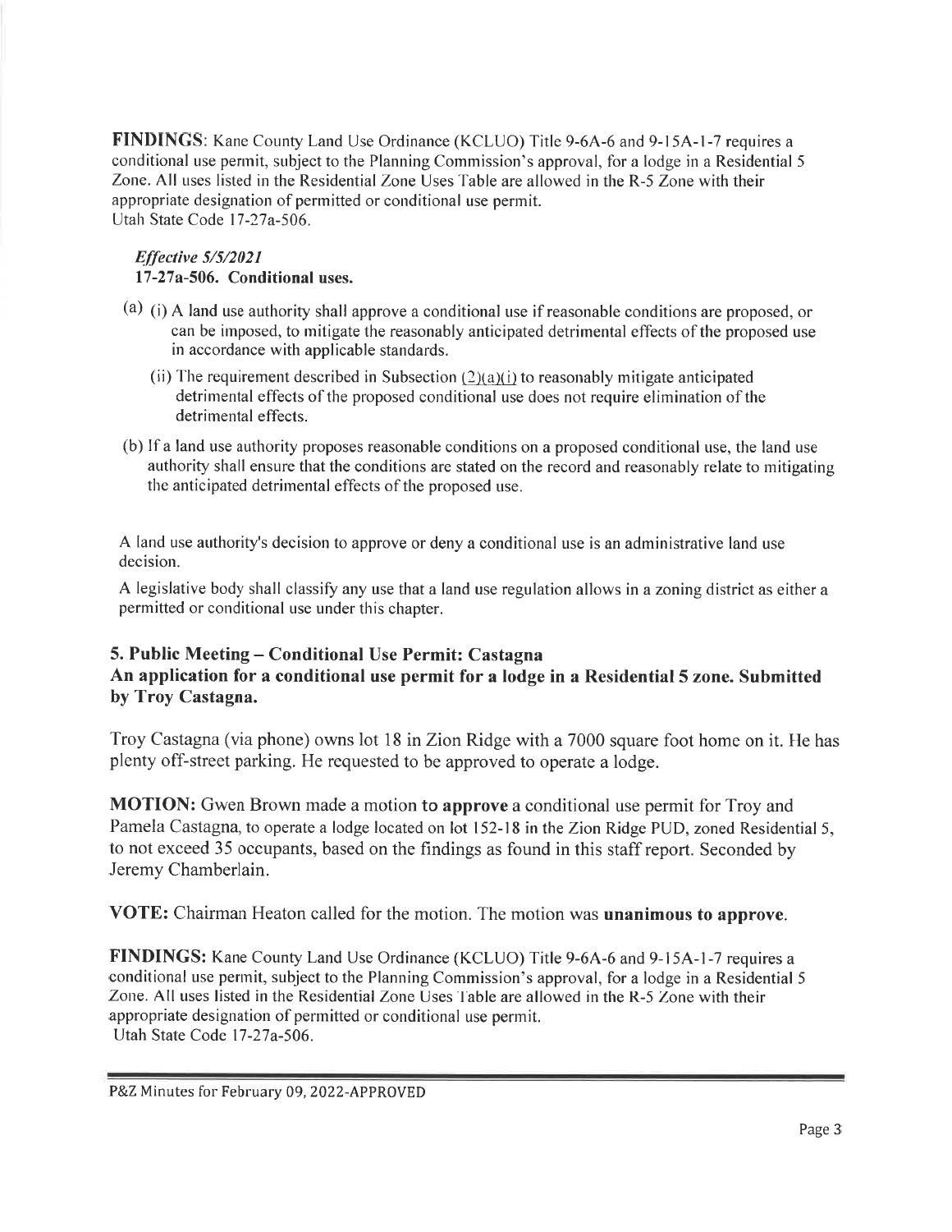**FINDINGS**: Kane County Land Use Ordinance (KCLUO) Title 9-6A-6 and 9-15A-1-7 requires a conditional use permit, subject to the Planning Commission's approval, for a lodge in a Residential 5 Zone. All uses listed in the Residential Zone Uses Table are allowed in the R-5 Zone with their appropriate designation of permitted or conditional use permit.
Utah State Code 17-27a-506.

*Effective 5/5/2021*
**17-27a-506. Conditional uses.**

(a) (i) A land use authority shall approve a conditional use if reasonable conditions are proposed, or can be imposed, to mitigate the reasonably anticipated detrimental effects of the proposed use in accordance with applicable standards.

(ii) The requirement described in Subsection (2)(a)(i) to reasonably mitigate anticipated detrimental effects of the proposed conditional use does not require elimination of the detrimental effects.

(b) If a land use authority proposes reasonable conditions on a proposed conditional use, the land use authority shall ensure that the conditions are stated on the record and reasonably relate to mitigating the anticipated detrimental effects of the proposed use.

A land use authority's decision to approve or deny a conditional use is an administrative land use decision.

A legislative body shall classify any use that a land use regulation allows in a zoning district as either a permitted or conditional use under this chapter.

### 5. Public Meeting – Conditional Use Permit: Castagna
### An application for a conditional use permit for a lodge in a Residential 5 zone. Submitted by Troy Castagna.

Troy Castagna (via phone) owns lot 18 in Zion Ridge with a 7000 square foot home on it. He has plenty off-street parking. He requested to be approved to operate a lodge.

**MOTION:** Gwen Brown made a motion **to approve** a conditional use permit for Troy and Pamela Castagna, to operate a lodge located on lot 152-18 in the Zion Ridge PUD, zoned Residential 5, to not exceed 35 occupants, based on the findings as found in this staff report. Seconded by Jeremy Chamberlain.

**VOTE:** Chairman Heaton called for the motion. The motion was **unanimous to approve**.

**FINDINGS:** Kane County Land Use Ordinance (KCLUO) Title 9-6A-6 and 9-15A-1-7 requires a conditional use permit, subject to the Planning Commission's approval, for a lodge in a Residential 5 Zone. All uses listed in the Residential Zone Uses Table are allowed in the R-5 Zone with their appropriate designation of permitted or conditional use permit.
Utah State Code 17-27a-506.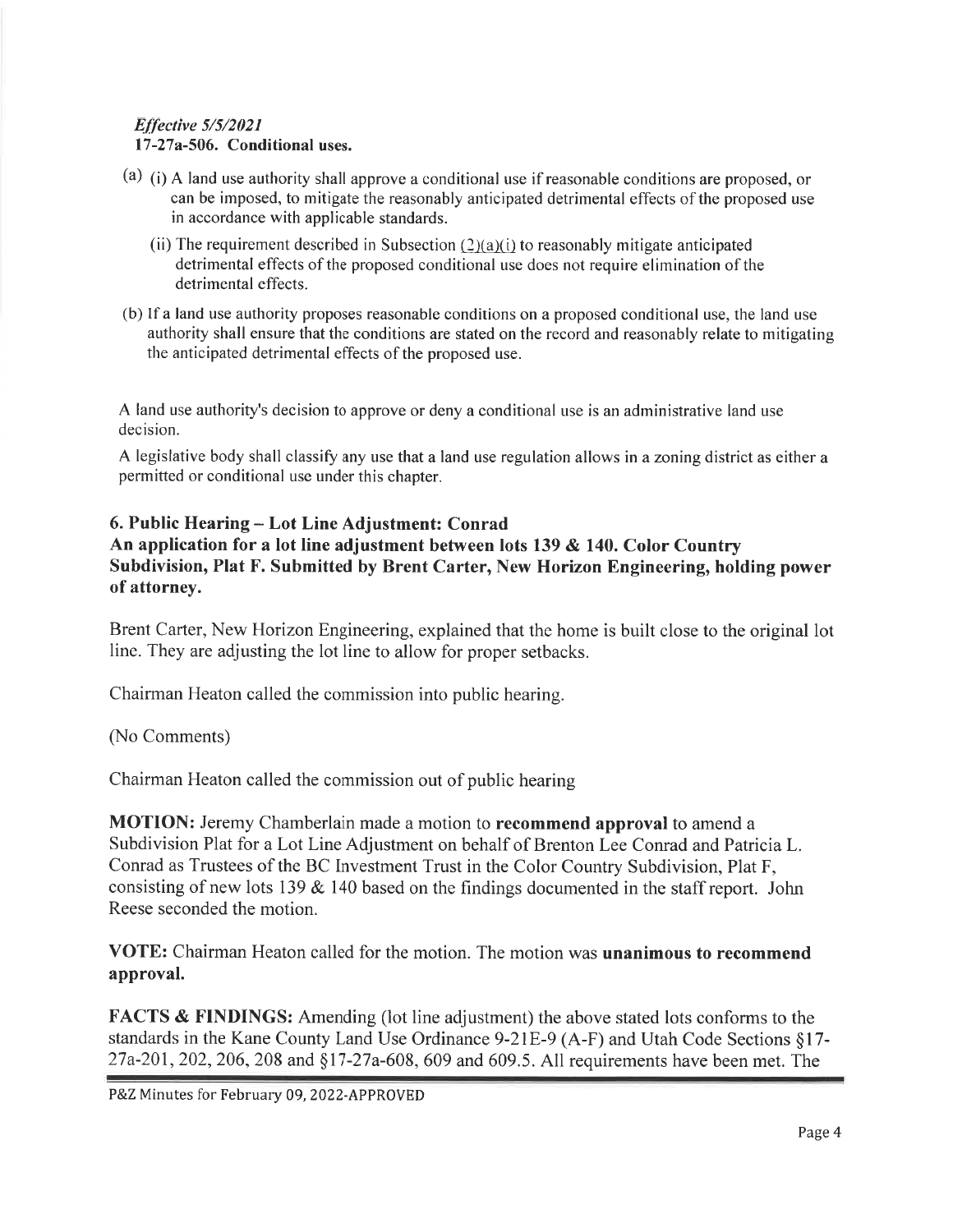*Effective 5/5/2021*
**17-27a-506. Conditional uses.**

(a) (i) A land use authority shall approve a conditional use if reasonable conditions are proposed, or can be imposed, to mitigate the reasonably anticipated detrimental effects of the proposed use in accordance with applicable standards.

(ii) The requirement described in Subsection (2)(a)(i) to reasonably mitigate anticipated detrimental effects of the proposed conditional use does not require elimination of the detrimental effects.

(b) If a land use authority proposes reasonable conditions on a proposed conditional use, the land use authority shall ensure that the conditions are stated on the record and reasonably relate to mitigating the anticipated detrimental effects of the proposed use.

A land use authority's decision to approve or deny a conditional use is an administrative land use decision.

A legislative body shall classify any use that a land use regulation allows in a zoning district as either a permitted or conditional use under this chapter.

## 6. Public Hearing – Lot Line Adjustment: Conrad

**An application for a lot line adjustment between lots 139 & 140. Color Country Subdivision, Plat F. Submitted by Brent Carter, New Horizon Engineering, holding power of attorney.**

Brent Carter, New Horizon Engineering, explained that the home is built close to the original lot line. They are adjusting the lot line to allow for proper setbacks.

Chairman Heaton called the commission into public hearing.

(No Comments)

Chairman Heaton called the commission out of public hearing

**MOTION:** Jeremy Chamberlain made a motion to **recommend approval** to amend a Subdivision Plat for a Lot Line Adjustment on behalf of Brenton Lee Conrad and Patricia L. Conrad as Trustees of the BC Investment Trust in the Color Country Subdivision, Plat F, consisting of new lots 139 & 140 based on the findings documented in the staff report. John Reese seconded the motion.

**VOTE:** Chairman Heaton called for the motion. The motion was **unanimous to recommend approval.**

**FACTS & FINDINGS:** Amending (lot line adjustment) the above stated lots conforms to the standards in the Kane County Land Use Ordinance 9-21E-9 (A-F) and Utah Code Sections §17-27a-201, 202, 206, 208 and §17-27a-608, 609 and 609.5. All requirements have been met. The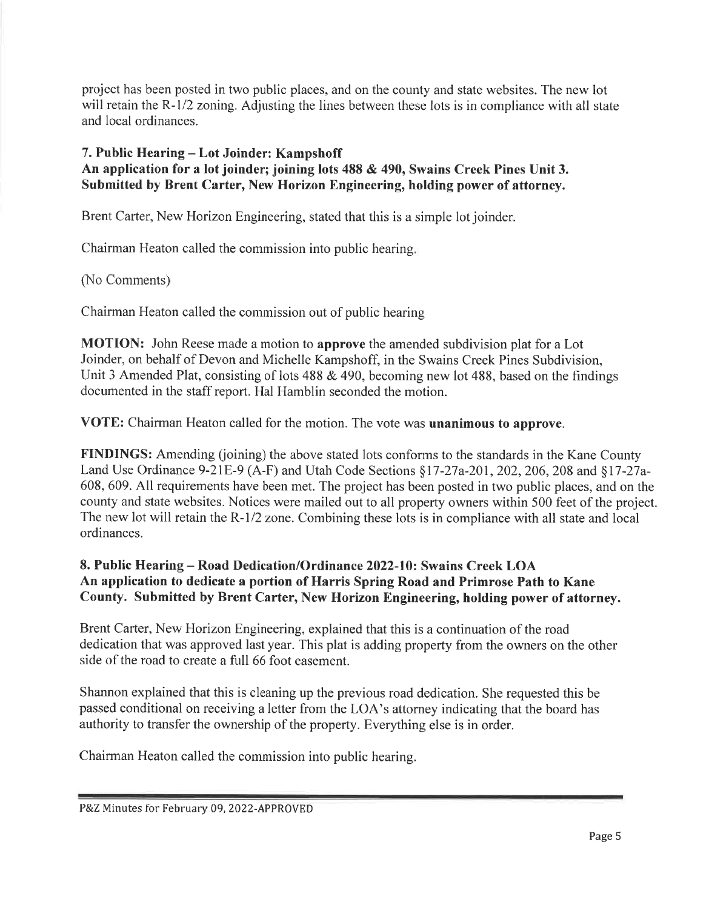project has been posted in two public places, and on the county and state websites. The new lot will retain the R-1/2 zoning. Adjusting the lines between these lots is in compliance with all state and local ordinances.

**7. Public Hearing – Lot Joinder: Kampshoff**
**An application for a lot joinder; joining lots 488 & 490, Swains Creek Pines Unit 3. Submitted by Brent Carter, New Horizon Engineering, holding power of attorney.**

Brent Carter, New Horizon Engineering, stated that this is a simple lot joinder.

Chairman Heaton called the commission into public hearing.

(No Comments)

Chairman Heaton called the commission out of public hearing

**MOTION:** John Reese made a motion to **approve** the amended subdivision plat for a Lot Joinder, on behalf of Devon and Michelle Kampshoff, in the Swains Creek Pines Subdivision, Unit 3 Amended Plat, consisting of lots 488 & 490, becoming new lot 488, based on the findings documented in the staff report. Hal Hamblin seconded the motion.

**VOTE:** Chairman Heaton called for the motion. The vote was **unanimous to approve**.

**FINDINGS:** Amending (joining) the above stated lots conforms to the standards in the Kane County Land Use Ordinance 9-21E-9 (A-F) and Utah Code Sections §17-27a-201, 202, 206, 208 and §17-27a-608, 609. All requirements have been met. The project has been posted in two public places, and on the county and state websites. Notices were mailed out to all property owners within 500 feet of the project. The new lot will retain the R-1/2 zone. Combining these lots is in compliance with all state and local ordinances.

**8. Public Hearing – Road Dedication/Ordinance 2022-10: Swains Creek LOA**
**An application to dedicate a portion of Harris Spring Road and Primrose Path to Kane County. Submitted by Brent Carter, New Horizon Engineering, holding power of attorney.**

Brent Carter, New Horizon Engineering, explained that this is a continuation of the road dedication that was approved last year. This plat is adding property from the owners on the other side of the road to create a full 66 foot easement.

Shannon explained that this is cleaning up the previous road dedication. She requested this be passed conditional on receiving a letter from the LOA's attorney indicating that the board has authority to transfer the ownership of the property. Everything else is in order.

Chairman Heaton called the commission into public hearing.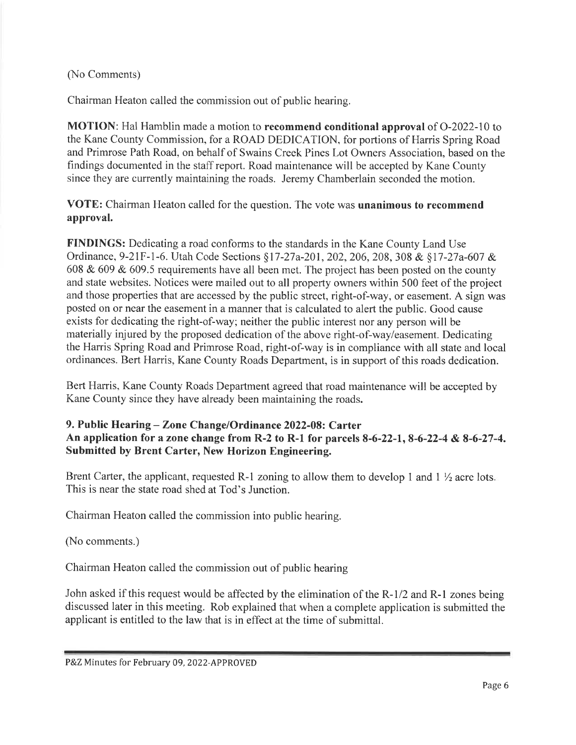(No Comments)

Chairman Heaton called the commission out of public hearing.

**MOTION**: Hal Hamblin made a motion to **recommend conditional approval** of O-2022-10 to the Kane County Commission, for a ROAD DEDICATION, for portions of Harris Spring Road and Primrose Path Road, on behalf of Swains Creek Pines Lot Owners Association, based on the findings documented in the staff report. Road maintenance will be accepted by Kane County since they are currently maintaining the roads. Jeremy Chamberlain seconded the motion.

**VOTE:** Chairman Heaton called for the question. The vote was **unanimous to recommend approval.**

**FINDINGS:** Dedicating a road conforms to the standards in the Kane County Land Use Ordinance, 9-21F-1-6. Utah Code Sections §17-27a-201, 202, 206, 208, 308 & §17-27a-607 & 608 & 609 & 609.5 requirements have all been met. The project has been posted on the county and state websites. Notices were mailed out to all property owners within 500 feet of the project and those properties that are accessed by the public street, right-of-way, or easement. A sign was posted on or near the easement in a manner that is calculated to alert the public. Good cause exists for dedicating the right-of-way; neither the public interest nor any person will be materially injured by the proposed dedication of the above right-of-way/easement. Dedicating the Harris Spring Road and Primrose Road, right-of-way is in compliance with all state and local ordinances. Bert Harris, Kane County Roads Department, is in support of this roads dedication.

Bert Harris, Kane County Roads Department agreed that road maintenance will be accepted by Kane County since they have already been maintaining the roads.

### 9. Public Hearing – Zone Change/Ordinance 2022-08: Carter
### An application for a zone change from R-2 to R-1 for parcels 8-6-22-1, 8-6-22-4 & 8-6-27-4. Submitted by Brent Carter, New Horizon Engineering.

Brent Carter, the applicant, requested R-1 zoning to allow them to develop 1 and 1 ½ acre lots. This is near the state road shed at Tod's Junction.

Chairman Heaton called the commission into public hearing.

(No comments.)

Chairman Heaton called the commission out of public hearing

John asked if this request would be affected by the elimination of the R-1/2 and R-1 zones being discussed later in this meeting. Rob explained that when a complete application is submitted the applicant is entitled to the law that is in effect at the time of submittal.

P&Z Minutes for February 09, 2022-APPROVED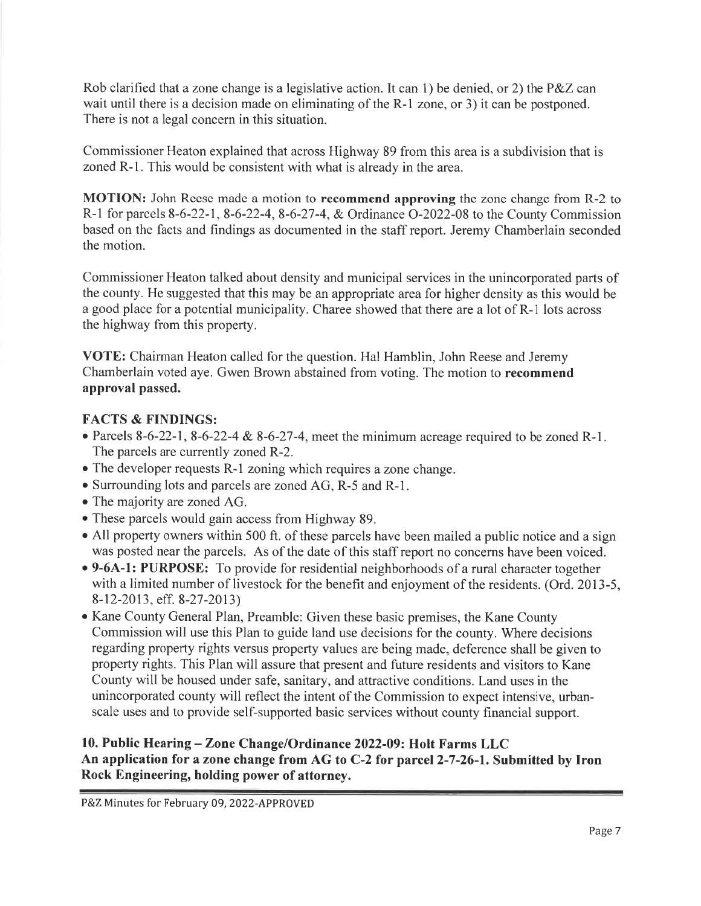Rob clarified that a zone change is a legislative action. It can 1) be denied, or 2) the P&Z can wait until there is a decision made on eliminating of the R-1 zone, or 3) it can be postponed. There is not a legal concern in this situation.

Commissioner Heaton explained that across Highway 89 from this area is a subdivision that is zoned R-1. This would be consistent with what is already in the area.

**MOTION:** John Reese made a motion to **recommend approving** the zone change from R-2 to R-1 for parcels 8-6-22-1, 8-6-22-4, 8-6-27-4, & Ordinance O-2022-08 to the County Commission based on the facts and findings as documented in the staff report. Jeremy Chamberlain seconded the motion.

Commissioner Heaton talked about density and municipal services in the unincorporated parts of the county. He suggested that this may be an appropriate area for higher density as this would be a good place for a potential municipality. Charee showed that there are a lot of R-1 lots across the highway from this property.

**VOTE:** Chairman Heaton called for the question. Hal Hamblin, John Reese and Jeremy Chamberlain voted aye. Gwen Brown abstained from voting. The motion to **recommend approval passed.**

### FACTS & FINDINGS:

- Parcels 8-6-22-1, 8-6-22-4 & 8-6-27-4, meet the minimum acreage required to be zoned R-1. The parcels are currently zoned R-2.
- The developer requests R-1 zoning which requires a zone change.
- Surrounding lots and parcels are zoned AG, R-5 and R-1.
- The majority are zoned AG.
- These parcels would gain access from Highway 89.
- All property owners within 500 ft. of these parcels have been mailed a public notice and a sign was posted near the parcels. As of the date of this staff report no concerns have been voiced.
- **9-6A-1: PURPOSE:** To provide for residential neighborhoods of a rural character together with a limited number of livestock for the benefit and enjoyment of the residents. (Ord. 2013-5, 8-12-2013, eff. 8-27-2013)
- Kane County General Plan, Preamble: Given these basic premises, the Kane County Commission will use this Plan to guide land use decisions for the county. Where decisions regarding property rights versus property values are being made, deference shall be given to property rights. This Plan will assure that present and future residents and visitors to Kane County will be housed under safe, sanitary, and attractive conditions. Land uses in the unincorporated county will reflect the intent of the Commission to expect intensive, urban-scale uses and to provide self-supported basic services without county financial support.

### 10. Public Hearing – Zone Change/Ordinance 2022-09: Holt Farms LLC
**An application for a zone change from AG to C-2 for parcel 2-7-26-1. Submitted by Iron Rock Engineering, holding power of attorney.**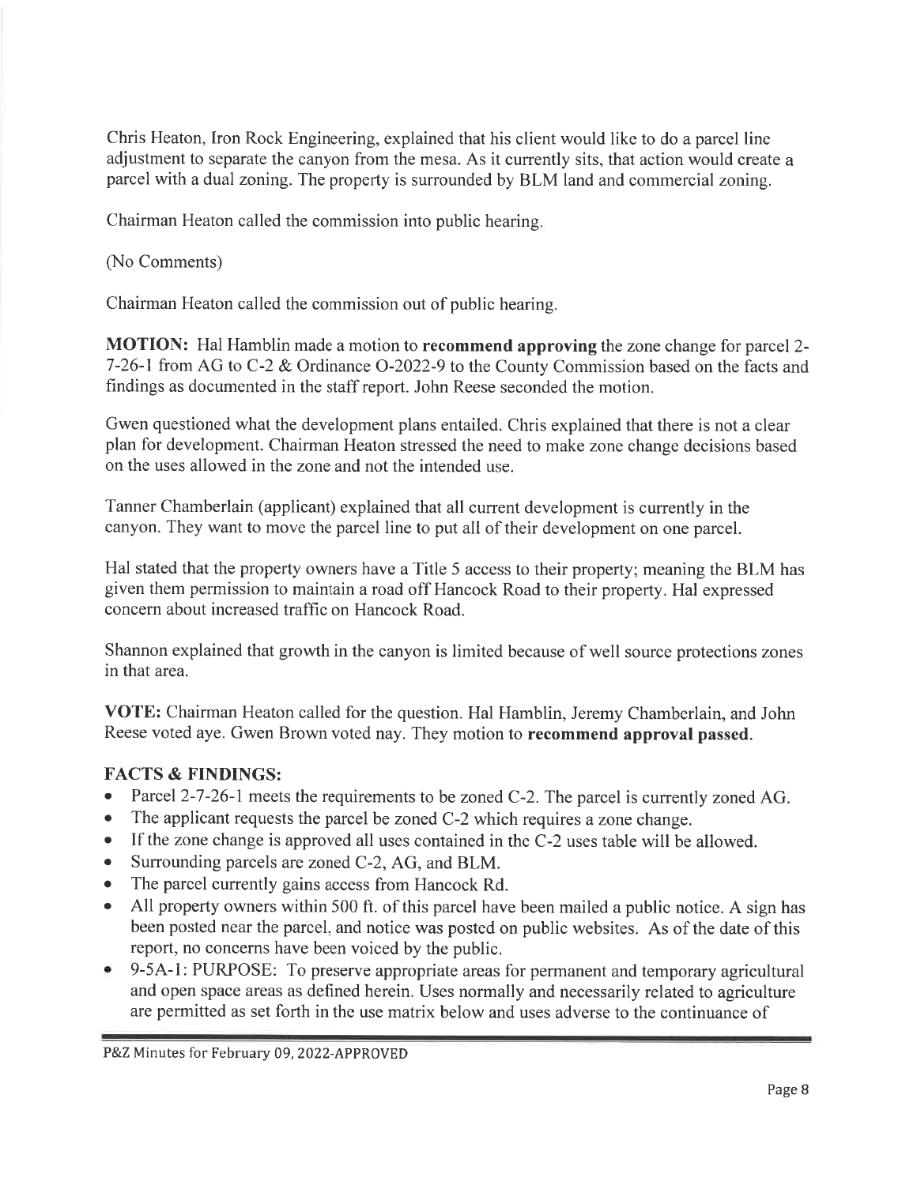Chris Heaton, Iron Rock Engineering, explained that his client would like to do a parcel line adjustment to separate the canyon from the mesa. As it currently sits, that action would create a parcel with a dual zoning. The property is surrounded by BLM land and commercial zoning.

Chairman Heaton called the commission into public hearing.

(No Comments)

Chairman Heaton called the commission out of public hearing.

**MOTION:** Hal Hamblin made a motion to **recommend approving** the zone change for parcel 2-7-26-1 from AG to C-2 & Ordinance O-2022-9 to the County Commission based on the facts and findings as documented in the staff report. John Reese seconded the motion.

Gwen questioned what the development plans entailed. Chris explained that there is not a clear plan for development. Chairman Heaton stressed the need to make zone change decisions based on the uses allowed in the zone and not the intended use.

Tanner Chamberlain (applicant) explained that all current development is currently in the canyon. They want to move the parcel line to put all of their development on one parcel.

Hal stated that the property owners have a Title 5 access to their property; meaning the BLM has given them permission to maintain a road off Hancock Road to their property. Hal expressed concern about increased traffic on Hancock Road.

Shannon explained that growth in the canyon is limited because of well source protections zones in that area.

**VOTE:** Chairman Heaton called for the question. Hal Hamblin, Jeremy Chamberlain, and John Reese voted aye. Gwen Brown voted nay. They motion to **recommend approval passed.**

**FACTS & FINDINGS:**

- Parcel 2-7-26-1 meets the requirements to be zoned C-2. The parcel is currently zoned AG.
- The applicant requests the parcel be zoned C-2 which requires a zone change.
- If the zone change is approved all uses contained in the C-2 uses table will be allowed.
- Surrounding parcels are zoned C-2, AG, and BLM.
- The parcel currently gains access from Hancock Rd.
- All property owners within 500 ft. of this parcel have been mailed a public notice. A sign has been posted near the parcel, and notice was posted on public websites. As of the date of this report, no concerns have been voiced by the public.
- 9-5A-1: PURPOSE: To preserve appropriate areas for permanent and temporary agricultural and open space areas as defined herein. Uses normally and necessarily related to agriculture are permitted as set forth in the use matrix below and uses adverse to the continuance of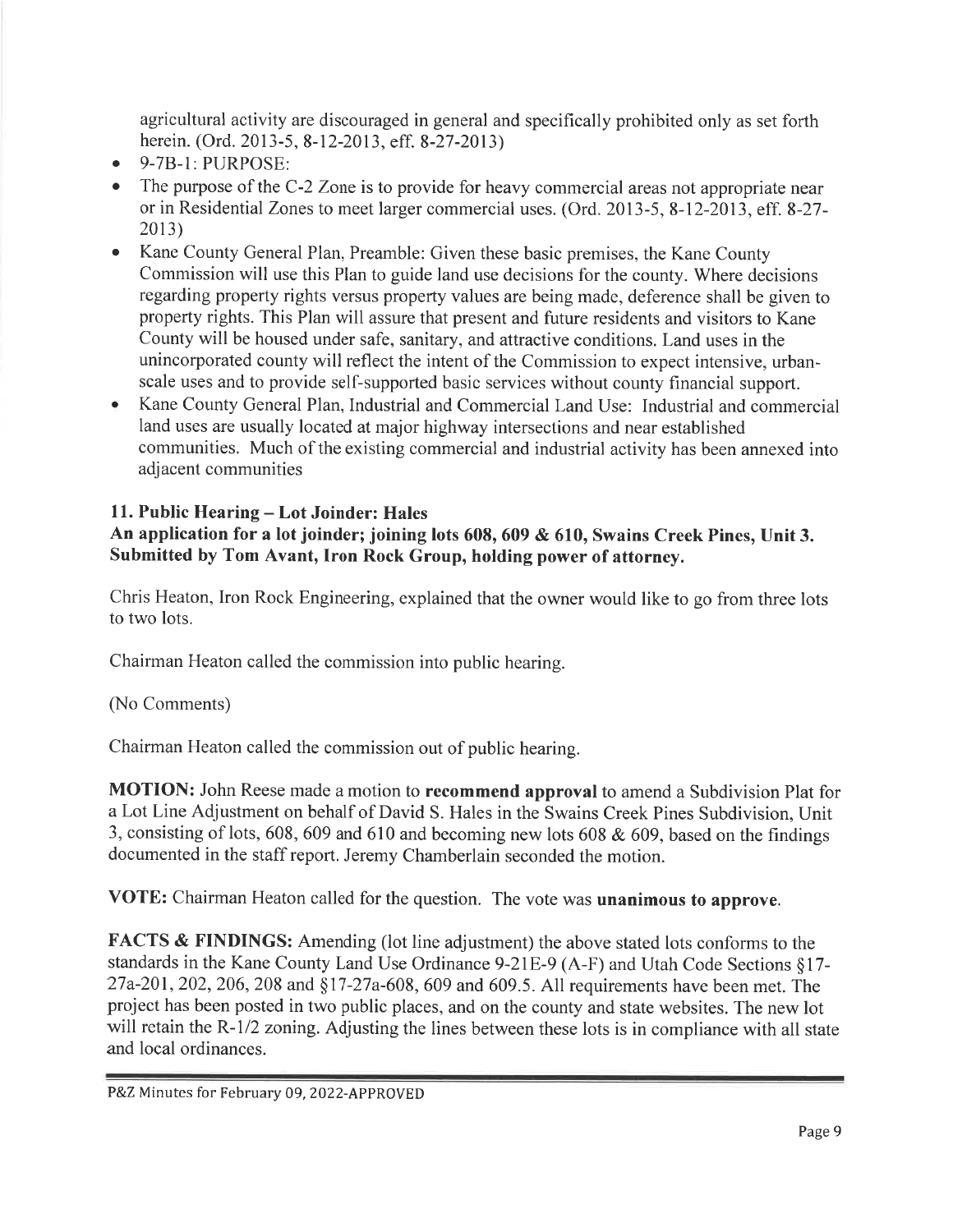agricultural activity are discouraged in general and specifically prohibited only as set forth herein. (Ord. 2013-5, 8-12-2013, eff. 8-27-2013)

- 9-7B-1: PURPOSE:
- The purpose of the C-2 Zone is to provide for heavy commercial areas not appropriate near or in Residential Zones to meet larger commercial uses. (Ord. 2013-5, 8-12-2013, eff. 8-27-2013)
- Kane County General Plan, Preamble: Given these basic premises, the Kane County Commission will use this Plan to guide land use decisions for the county. Where decisions regarding property rights versus property values are being made, deference shall be given to property rights. This Plan will assure that present and future residents and visitors to Kane County will be housed under safe, sanitary, and attractive conditions. Land uses in the unincorporated county will reflect the intent of the Commission to expect intensive, urban-scale uses and to provide self-supported basic services without county financial support.
- Kane County General Plan, Industrial and Commercial Land Use: Industrial and commercial land uses are usually located at major highway intersections and near established communities. Much of the existing commercial and industrial activity has been annexed into adjacent communities

**11. Public Hearing – Lot Joinder: Hales**
**An application for a lot joinder; joining lots 608, 609 & 610, Swains Creek Pines, Unit 3. Submitted by Tom Avant, Iron Rock Group, holding power of attorney.**

Chris Heaton, Iron Rock Engineering, explained that the owner would like to go from three lots to two lots.

Chairman Heaton called the commission into public hearing.

(No Comments)

Chairman Heaton called the commission out of public hearing.

**MOTION:** John Reese made a motion to **recommend approval** to amend a Subdivision Plat for a Lot Line Adjustment on behalf of David S. Hales in the Swains Creek Pines Subdivision, Unit 3, consisting of lots, 608, 609 and 610 and becoming new lots 608 & 609, based on the findings documented in the staff report. Jeremy Chamberlain seconded the motion.

**VOTE:** Chairman Heaton called for the question. The vote was **unanimous to approve.**

**FACTS & FINDINGS:** Amending (lot line adjustment) the above stated lots conforms to the standards in the Kane County Land Use Ordinance 9-21E-9 (A-F) and Utah Code Sections §17-27a-201, 202, 206, 208 and §17-27a-608, 609 and 609.5. All requirements have been met. The project has been posted in two public places, and on the county and state websites. The new lot will retain the R-1/2 zoning. Adjusting the lines between these lots is in compliance with all state and local ordinances.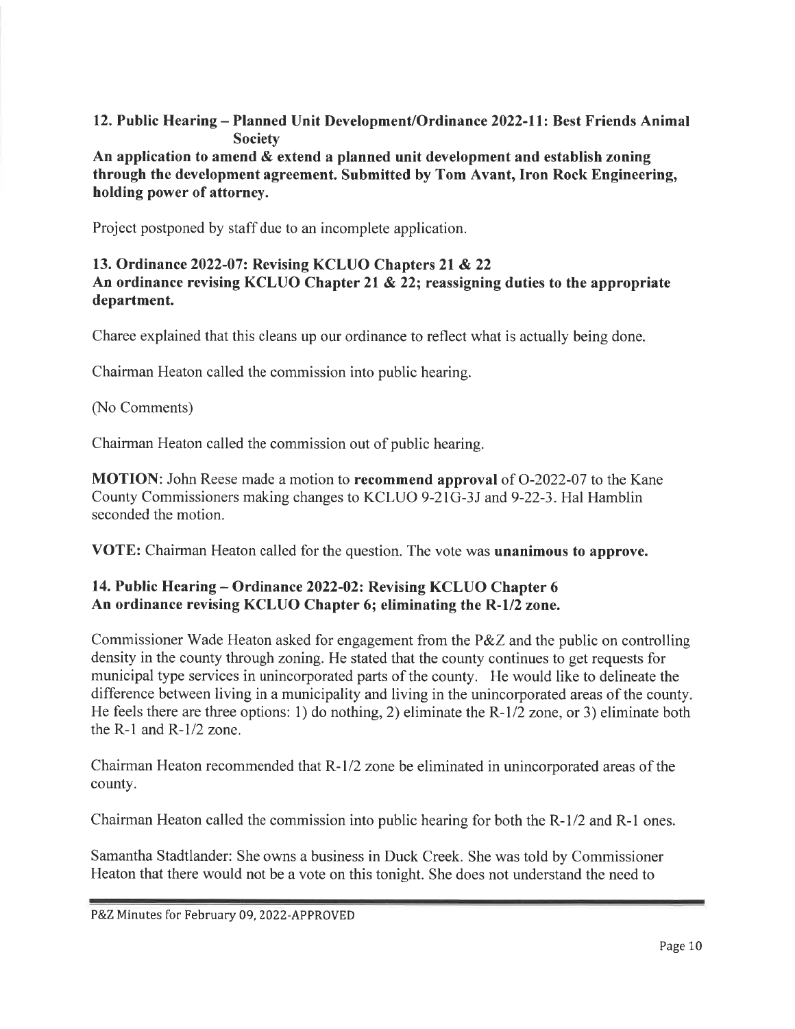### 12. Public Hearing – Planned Unit Development/Ordinance 2022-11: Best Friends Animal Society

**An application to amend & extend a planned unit development and establish zoning through the development agreement. Submitted by Tom Avant, Iron Rock Engineering, holding power of attorney.**

Project postponed by staff due to an incomplete application.

### 13. Ordinance 2022-07: Revising KCLUO Chapters 21 & 22

**An ordinance revising KCLUO Chapter 21 & 22; reassigning duties to the appropriate department.**

Charee explained that this cleans up our ordinance to reflect what is actually being done.

Chairman Heaton called the commission into public hearing.

(No Comments)

Chairman Heaton called the commission out of public hearing.

**MOTION**: John Reese made a motion to **recommend approval** of O-2022-07 to the Kane County Commissioners making changes to KCLUO 9-21G-3J and 9-22-3. Hal Hamblin seconded the motion.

**VOTE:** Chairman Heaton called for the question. The vote was **unanimous to approve.**

### 14. Public Hearing – Ordinance 2022-02: Revising KCLUO Chapter 6

**An ordinance revising KCLUO Chapter 6; eliminating the R-1/2 zone.**

Commissioner Wade Heaton asked for engagement from the P&Z and the public on controlling density in the county through zoning. He stated that the county continues to get requests for municipal type services in unincorporated parts of the county. He would like to delineate the difference between living in a municipality and living in the unincorporated areas of the county. He feels there are three options: 1) do nothing, 2) eliminate the R-1/2 zone, or 3) eliminate both the R-1 and R-1/2 zone.

Chairman Heaton recommended that R-1/2 zone be eliminated in unincorporated areas of the county.

Chairman Heaton called the commission into public hearing for both the R-1/2 and R-1 ones.

Samantha Stadtlander: She owns a business in Duck Creek. She was told by Commissioner Heaton that there would not be a vote on this tonight. She does not understand the need to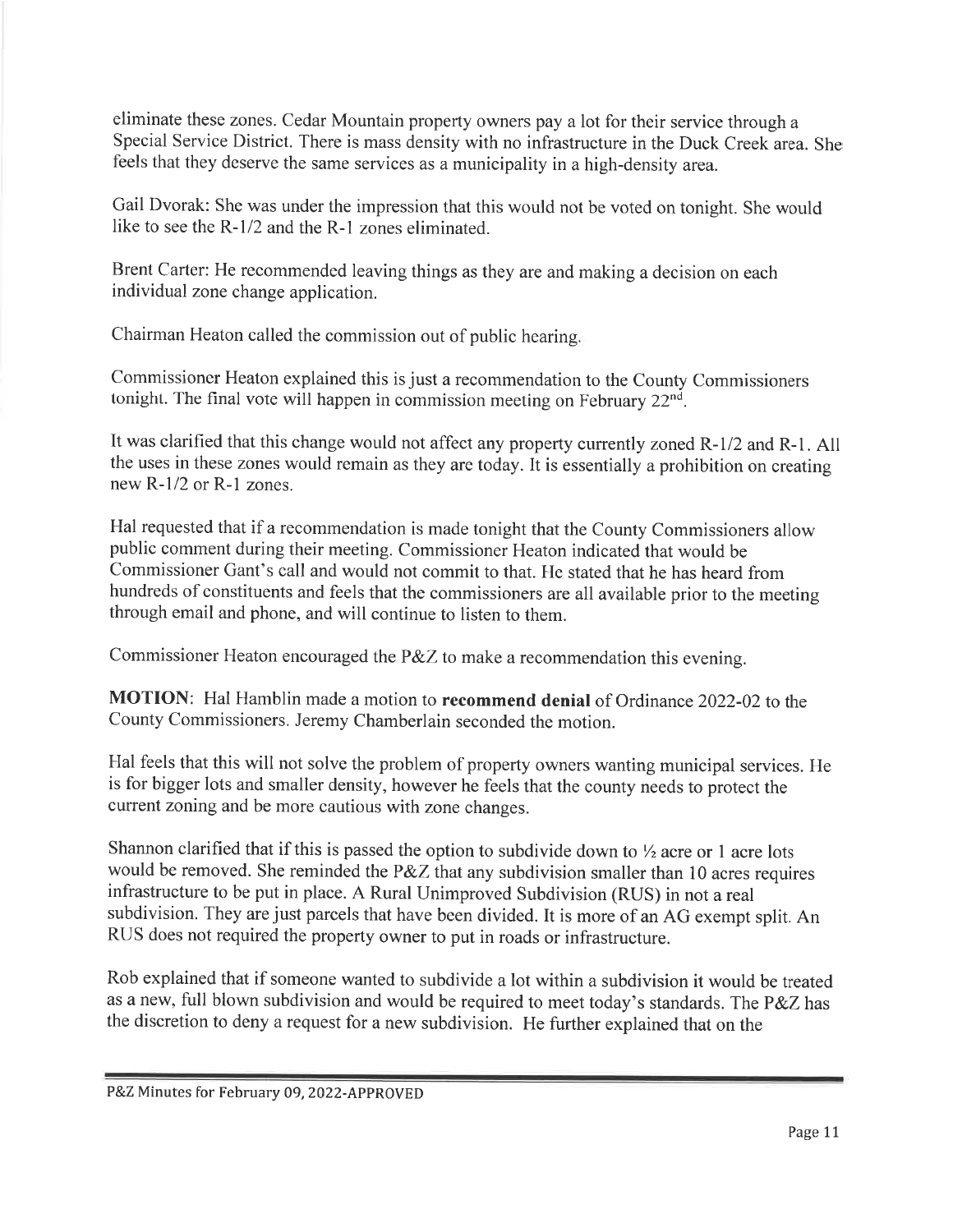eliminate these zones. Cedar Mountain property owners pay a lot for their service through a Special Service District. There is mass density with no infrastructure in the Duck Creek area. She feels that they deserve the same services as a municipality in a high-density area.

Gail Dvorak: She was under the impression that this would not be voted on tonight. She would like to see the R-1/2 and the R-1 zones eliminated.

Brent Carter: He recommended leaving things as they are and making a decision on each individual zone change application.

Chairman Heaton called the commission out of public hearing.

Commissioner Heaton explained this is just a recommendation to the County Commissioners tonight. The final vote will happen in commission meeting on February 22nd.

It was clarified that this change would not affect any property currently zoned R-1/2 and R-1. All the uses in these zones would remain as they are today. It is essentially a prohibition on creating new R-1/2 or R-1 zones.

Hal requested that if a recommendation is made tonight that the County Commissioners allow public comment during their meeting. Commissioner Heaton indicated that would be Commissioner Gant's call and would not commit to that. He stated that he has heard from hundreds of constituents and feels that the commissioners are all available prior to the meeting through email and phone, and will continue to listen to them.

Commissioner Heaton encouraged the P&Z to make a recommendation this evening.

**MOTION**: Hal Hamblin made a motion to **recommend denial** of Ordinance 2022-02 to the County Commissioners. Jeremy Chamberlain seconded the motion.

Hal feels that this will not solve the problem of property owners wanting municipal services. He is for bigger lots and smaller density, however he feels that the county needs to protect the current zoning and be more cautious with zone changes.

Shannon clarified that if this is passed the option to subdivide down to ½ acre or 1 acre lots would be removed. She reminded the P&Z that any subdivision smaller than 10 acres requires infrastructure to be put in place. A Rural Unimproved Subdivision (RUS) in not a real subdivision. They are just parcels that have been divided. It is more of an AG exempt split. An RUS does not required the property owner to put in roads or infrastructure.

Rob explained that if someone wanted to subdivide a lot within a subdivision it would be treated as a new, full blown subdivision and would be required to meet today's standards. The P&Z has the discretion to deny a request for a new subdivision. He further explained that on the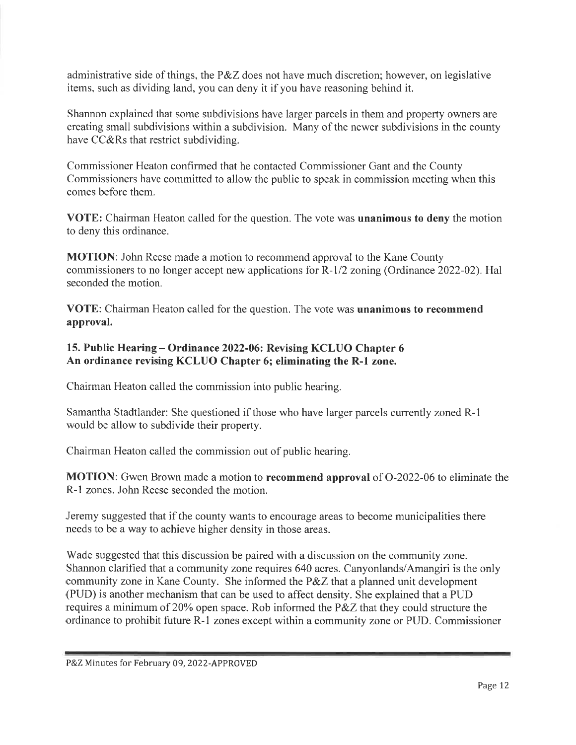administrative side of things, the P&Z does not have much discretion; however, on legislative items, such as dividing land, you can deny it if you have reasoning behind it.

Shannon explained that some subdivisions have larger parcels in them and property owners are creating small subdivisions within a subdivision. Many of the newer subdivisions in the county have CC&Rs that restrict subdividing.

Commissioner Heaton confirmed that he contacted Commissioner Gant and the County Commissioners have committed to allow the public to speak in commission meeting when this comes before them.

**VOTE:** Chairman Heaton called for the question. The vote was **unanimous to deny** the motion to deny this ordinance.

**MOTION**: John Reese made a motion to recommend approval to the Kane County commissioners to no longer accept new applications for R-1/2 zoning (Ordinance 2022-02). Hal seconded the motion.

**VOTE**: Chairman Heaton called for the question. The vote was **unanimous to recommend approval.**

**15. Public Hearing – Ordinance 2022-06: Revising KCLUO Chapter 6**
**An ordinance revising KCLUO Chapter 6; eliminating the R-1 zone.**

Chairman Heaton called the commission into public hearing.

Samantha Stadtlander: She questioned if those who have larger parcels currently zoned R-1 would be allow to subdivide their property.

Chairman Heaton called the commission out of public hearing.

**MOTION**: Gwen Brown made a motion to **recommend approval** of O-2022-06 to eliminate the R-1 zones. John Reese seconded the motion.

Jeremy suggested that if the county wants to encourage areas to become municipalities there needs to be a way to achieve higher density in those areas.

Wade suggested that this discussion be paired with a discussion on the community zone. Shannon clarified that a community zone requires 640 acres. Canyonlands/Amangiri is the only community zone in Kane County. She informed the P&Z that a planned unit development (PUD) is another mechanism that can be used to affect density. She explained that a PUD requires a minimum of 20% open space. Rob informed the P&Z that they could structure the ordinance to prohibit future R-1 zones except within a community zone or PUD. Commissioner

P&Z Minutes for February 09, 2022-APPROVED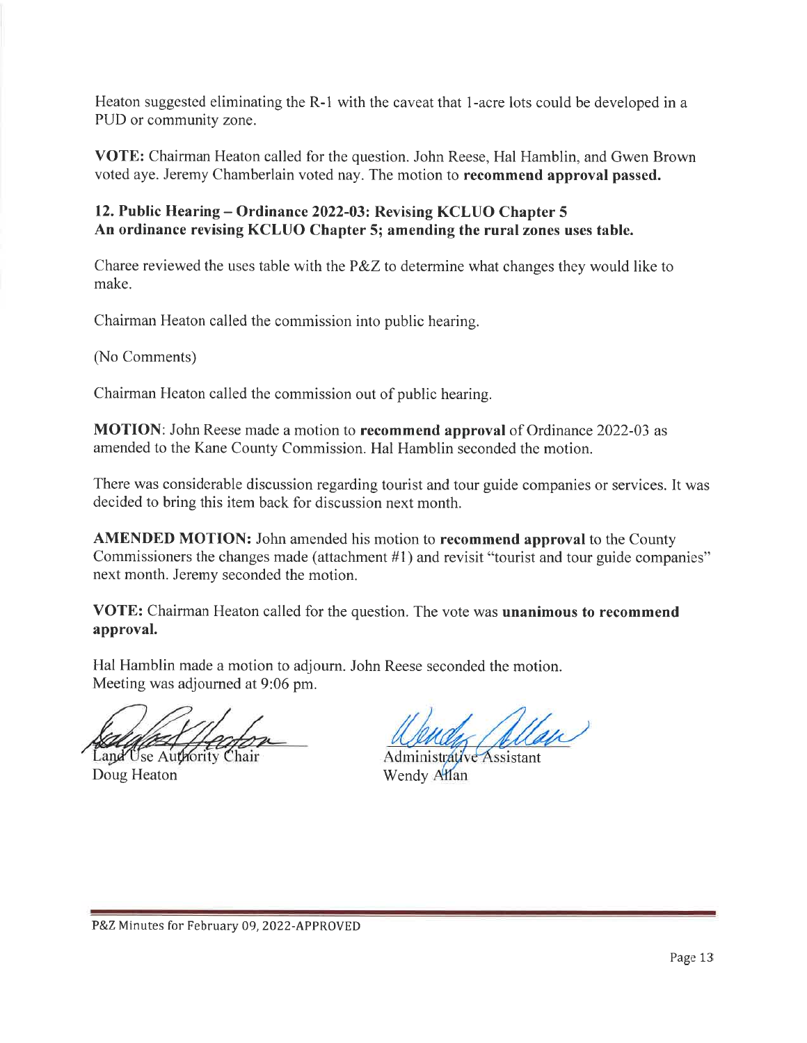Heaton suggested eliminating the R-1 with the caveat that 1-acre lots could be developed in a PUD or community zone.

**VOTE:** Chairman Heaton called for the question. John Reese, Hal Hamblin, and Gwen Brown voted aye. Jeremy Chamberlain voted nay. The motion to **recommend approval passed.**

### 12. Public Hearing – Ordinance 2022-03: Revising KCLUO Chapter 5 An ordinance revising KCLUO Chapter 5; amending the rural zones uses table.

Charee reviewed the uses table with the P&Z to determine what changes they would like to make.

Chairman Heaton called the commission into public hearing.

(No Comments)

Chairman Heaton called the commission out of public hearing.

**MOTION**: John Reese made a motion to **recommend approval** of Ordinance 2022-03 as amended to the Kane County Commission. Hal Hamblin seconded the motion.

There was considerable discussion regarding tourist and tour guide companies or services. It was decided to bring this item back for discussion next month.

**AMENDED MOTION:** John amended his motion to **recommend approval** to the County Commissioners the changes made (attachment #1) and revisit "tourist and tour guide companies" next month. Jeremy seconded the motion.

**VOTE:** Chairman Heaton called for the question. The vote was **unanimous to recommend approval.**

Hal Hamblin made a motion to adjourn. John Reese seconded the motion.
Meeting was adjourned at 9:06 pm.

Land Use Authority Chair
Doug Heaton

Administrative Assistant
Wendy Allan

P&Z Minutes for February 09, 2022-APPROVED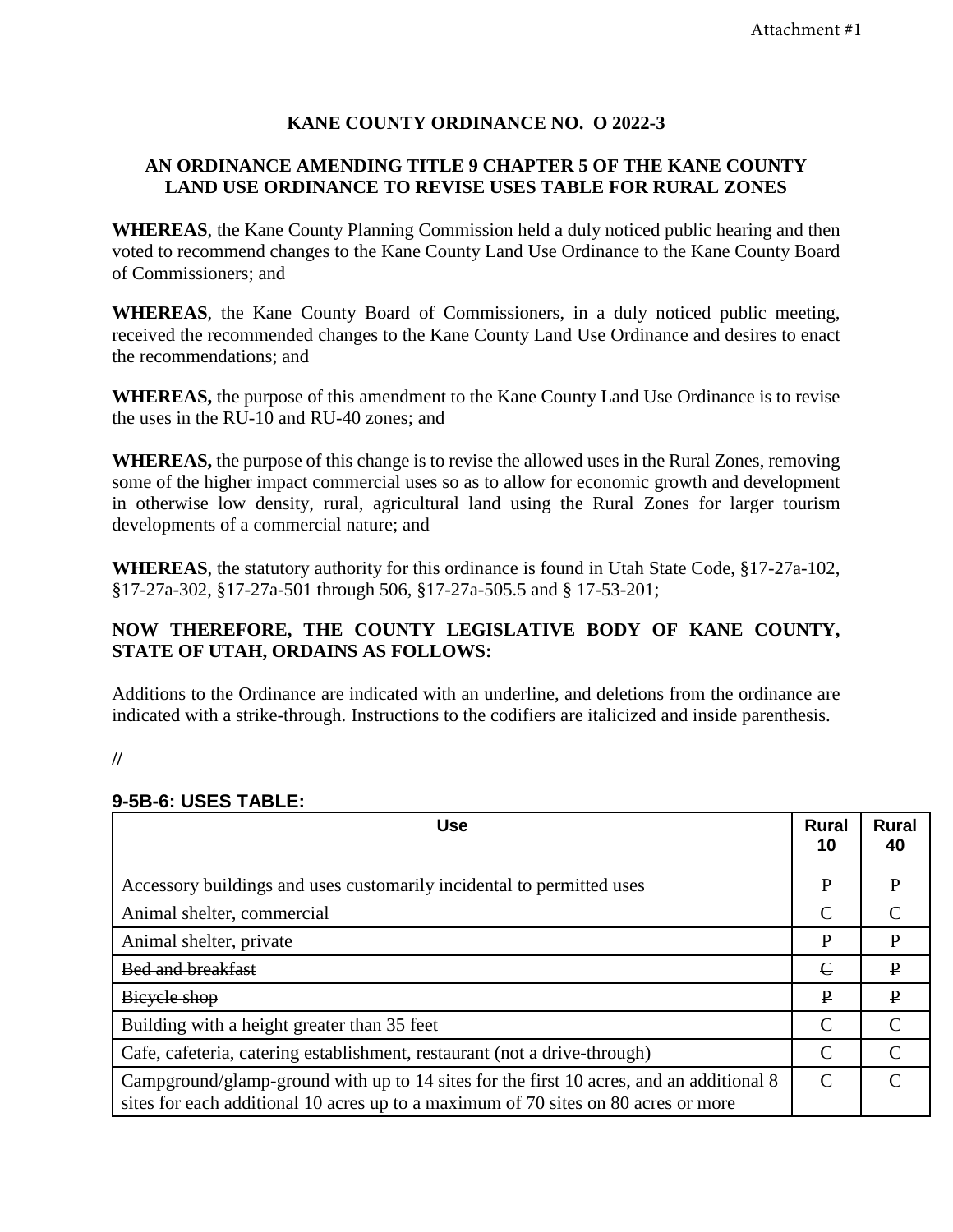Attachment #1

**KANE COUNTY ORDINANCE NO. O 2022-3**

**AN ORDINANCE AMENDING TITLE 9 CHAPTER 5 OF THE KANE COUNTY LAND USE ORDINANCE TO REVISE USES TABLE FOR RURAL ZONES**

**WHEREAS**, the Kane County Planning Commission held a duly noticed public hearing and then voted to recommend changes to the Kane County Land Use Ordinance to the Kane County Board of Commissioners; and

**WHEREAS**, the Kane County Board of Commissioners, in a duly noticed public meeting, received the recommended changes to the Kane County Land Use Ordinance and desires to enact the recommendations; and

**WHEREAS,** the purpose of this amendment to the Kane County Land Use Ordinance is to revise the uses in the RU-10 and RU-40 zones; and

**WHEREAS,** the purpose of this change is to revise the allowed uses in the Rural Zones, removing some of the higher impact commercial uses so as to allow for economic growth and development in otherwise low density, rural, agricultural land using the Rural Zones for larger tourism developments of a commercial nature; and

**WHEREAS**, the statutory authority for this ordinance is found in Utah State Code, §17-27a-102, §17-27a-302, §17-27a-501 through 506, §17-27a-505.5 and § 17-53-201;

**NOW THEREFORE, THE COUNTY LEGISLATIVE BODY OF KANE COUNTY, STATE OF UTAH, ORDAINS AS FOLLOWS:**

Additions to the Ordinance are indicated with an underline, and deletions from the ordinance are indicated with a strike-through. Instructions to the codifiers are italicized and inside parenthesis.

//

## 9-5B-6: USES TABLE:

| Use | Rural 10 | Rural 40 |
|---|---|---|
| Accessory buildings and uses customarily incidental to permitted uses | P | P |
| Animal shelter, commercial | C | C |
| Animal shelter, private | P | P |
| ~~Bed and breakfast~~ | ~~C~~ | ~~P~~ |
| ~~Bicycle shop~~ | ~~P~~ | ~~P~~ |
| Building with a height greater than 35 feet | C | C |
| ~~Cafe, cafeteria, catering establishment, restaurant (not a drive-through)~~ | ~~C~~ | ~~C~~ |
| Campground/glamp-ground with up to 14 sites for the first 10 acres, and an additional 8 sites for each additional 10 acres up to a maximum of 70 sites on 80 acres or more | C | C |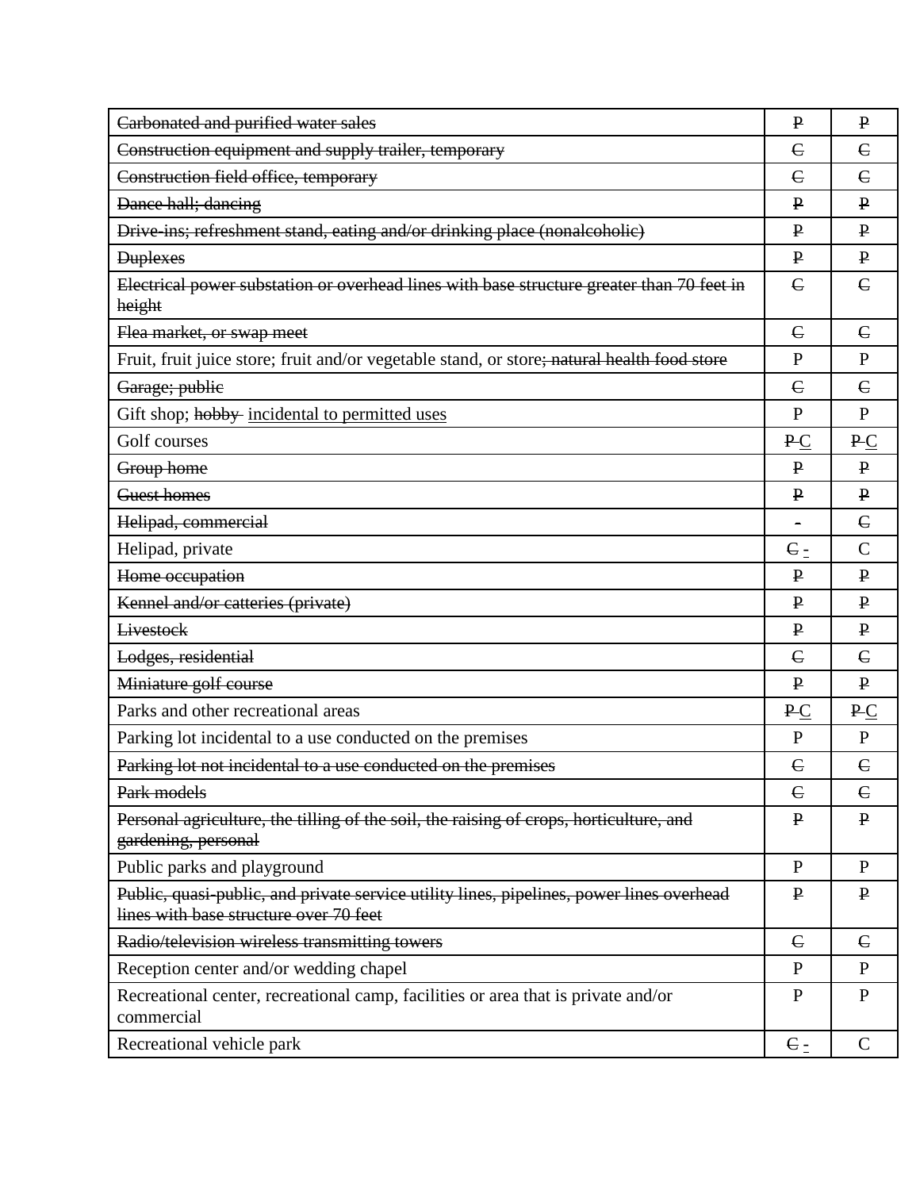| | | |
|---|---|---|
| ~~Carbonated and purified water sales~~ | ~~P~~ | ~~P~~ |
| ~~Construction equipment and supply trailer, temporary~~ | ~~C~~ | ~~C~~ |
| ~~Construction field office, temporary~~ | ~~C~~ | ~~C~~ |
| ~~Dance hall; dancing~~ | ~~P~~ | ~~P~~ |
| ~~Drive-ins; refreshment stand, eating and/or drinking place (nonalcoholic)~~ | ~~P~~ | ~~P~~ |
| ~~Duplexes~~ | ~~P~~ | ~~P~~ |
| ~~Electrical power substation or overhead lines with base structure greater than 70 feet in height~~ | ~~C~~ | ~~C~~ |
| ~~Flea market, or swap meet~~ | ~~C~~ | ~~C~~ |
| Fruit, fruit juice store; fruit and/or vegetable stand, or store~~; natural health food store~~ | P | P |
| ~~Garage; public~~ | ~~C~~ | ~~C~~ |
| Gift shop; ~~hobby~~ <u>incidental to permitted uses</u> | P | P |
| Golf courses | ~~P~~ <u>C</u> | ~~P~~ <u>C</u> |
| ~~Group home~~ | ~~P~~ | ~~P~~ |
| ~~Guest homes~~ | ~~P~~ | ~~P~~ |
| ~~Helipad, commercial~~ | ~~-~~ | ~~C~~ |
| Helipad, private | ~~C~~ <u>-</u> | C |
| ~~Home occupation~~ | ~~P~~ | ~~P~~ |
| ~~Kennel and/or catteries (private)~~ | ~~P~~ | ~~P~~ |
| ~~Livestock~~ | ~~P~~ | ~~P~~ |
| ~~Lodges, residential~~ | ~~C~~ | ~~C~~ |
| ~~Miniature golf course~~ | ~~P~~ | ~~P~~ |
| Parks and other recreational areas | ~~P~~ <u>C</u> | ~~P~~ <u>C</u> |
| Parking lot incidental to a use conducted on the premises | P | P |
| ~~Parking lot not incidental to a use conducted on the premises~~ | ~~C~~ | ~~C~~ |
| ~~Park models~~ | ~~C~~ | ~~C~~ |
| ~~Personal agriculture, the tilling of the soil, the raising of crops, horticulture, and gardening, personal~~ | ~~P~~ | ~~P~~ |
| Public parks and playground | P | P |
| ~~Public, quasi-public, and private service utility lines, pipelines, power lines overhead lines with base structure over 70 feet~~ | ~~P~~ | ~~P~~ |
| ~~Radio/television wireless transmitting towers~~ | ~~C~~ | ~~C~~ |
| Reception center and/or wedding chapel | P | P |
| Recreational center, recreational camp, facilities or area that is private and/or commercial | P | P |
| Recreational vehicle park | ~~C~~ <u>-</u> | C |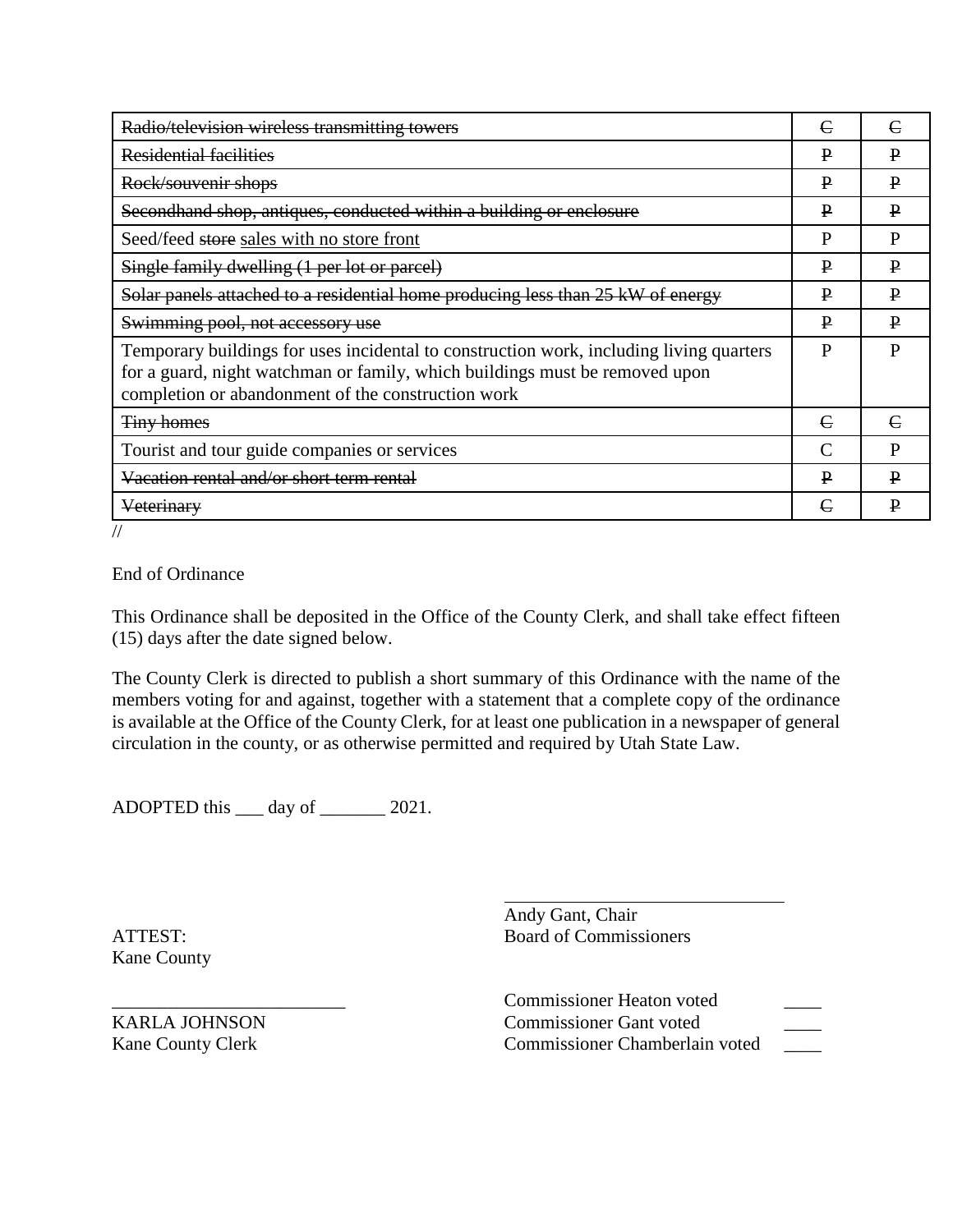| | | |
|---|---|---|
| ~~Radio/television wireless transmitting towers~~ | ~~C~~ | ~~C~~ |
| ~~Residential facilities~~ | ~~P~~ | ~~P~~ |
| ~~Rock/souvenir shops~~ | ~~P~~ | ~~P~~ |
| ~~Secondhand shop, antiques, conducted within a building or enclosure~~ | ~~P~~ | ~~P~~ |
| Seed/feed ~~store~~ <u>sales with no store front</u> | P | P |
| ~~Single family dwelling (1 per lot or parcel)~~ | ~~P~~ | ~~P~~ |
| ~~Solar panels attached to a residential home producing less than 25 kW of energy~~ | ~~P~~ | ~~P~~ |
| ~~Swimming pool, not accessory use~~ | ~~P~~ | ~~P~~ |
| Temporary buildings for uses incidental to construction work, including living quarters for a guard, night watchman or family, which buildings must be removed upon completion or abandonment of the construction work | P | P |
| ~~Tiny homes~~ | ~~C~~ | ~~C~~ |
| Tourist and tour guide companies or services | C | P |
| ~~Vacation rental and/or short term rental~~ | ~~P~~ | ~~P~~ |
| ~~Veterinary~~ | ~~C~~ | ~~P~~ |

//

End of Ordinance

This Ordinance shall be deposited in the Office of the County Clerk, and shall take effect fifteen (15) days after the date signed below.

The County Clerk is directed to publish a short summary of this Ordinance with the name of the members voting for and against, together with a statement that a complete copy of the ordinance is available at the Office of the County Clerk, for at least one publication in a newspaper of general circulation in the county, or as otherwise permitted and required by Utah State Law.

ADOPTED this ___ day of _______ 2021.

_____________________________
Andy Gant, Chair
Board of Commissioners

ATTEST:
Kane County

________________________
KARLA JOHNSON
Kane County Clerk

Commissioner Heaton voted ____
Commissioner Gant voted ____
Commissioner Chamberlain voted ____